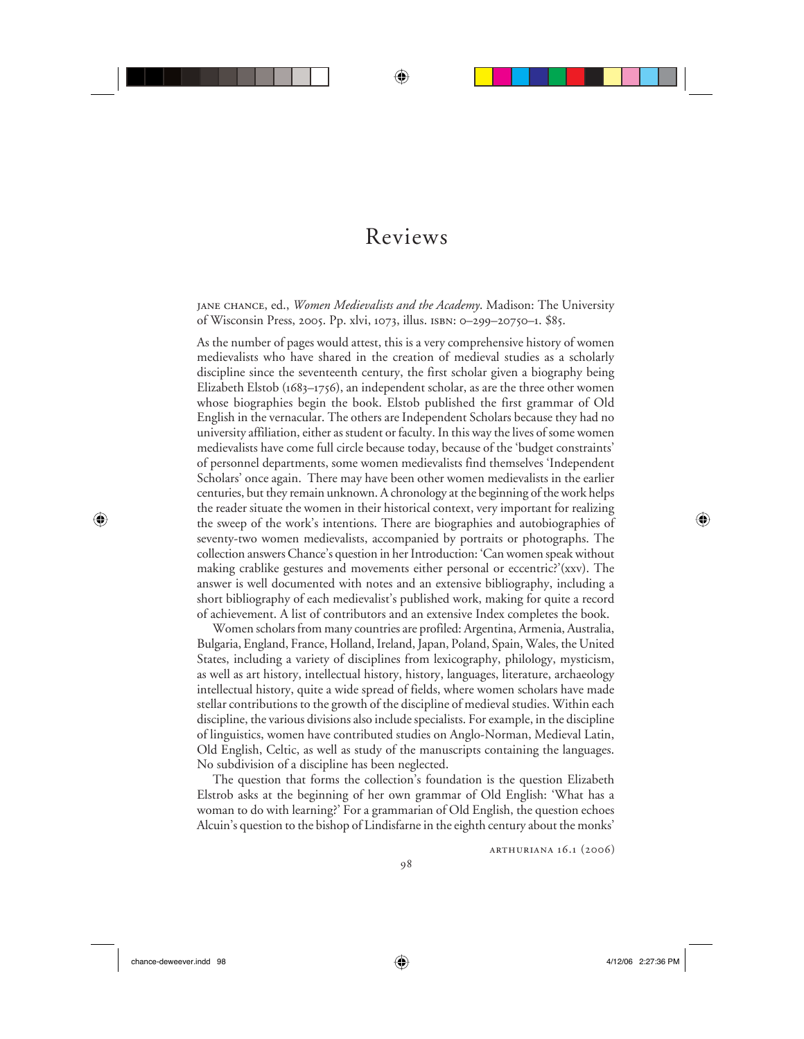# Reviews

JANE CHANCE, ed., *Women Medievalists and the Academy*. Madison: The University of Wisconsin Press, 2005. Pp. xlvi, 1073, illus. ISBN: 0–299–20750–1. $85.

As the number of pages would attest, this is a very comprehensive history of women medievalists who have shared in the creation of medieval studies as a scholarly discipline since the seventeenth century, the first scholar given a biography being Elizabeth Elstob (1683–1756), an independent scholar, as are the three other women whose biographies begin the book. Elstob published the first grammar of Old English in the vernacular. The others are Independent Scholars because they had no university affiliation, either as student or faculty. In this way the lives of some women medievalists have come full circle because today, because of the 'budget constraints' of personnel departments, some women medievalists find themselves 'Independent Scholars' once again. There may have been other women medievalists in the earlier centuries, but they remain unknown. A chronology at the beginning of the work helps the reader situate the women in their historical context, very important for realizing the sweep of the work's intentions. There are biographies and autobiographies of seventy-two women medievalists, accompanied by portraits or photographs. The collection answers Chance's question in her Introduction: 'Can women speak without making crablike gestures and movements either personal or eccentric?'(xxv). The answer is well documented with notes and an extensive bibliography, including a short bibliography of each medievalist's published work, making for quite a record of achievement. A list of contributors and an extensive Index completes the book.

Women scholars from many countries are profiled: Argentina, Armenia, Australia, Bulgaria, England, France, Holland, Ireland, Japan, Poland, Spain, Wales, the United States, including a variety of disciplines from lexicography, philology, mysticism, as well as art history, intellectual history, history, languages, literature, archaeology intellectual history, quite a wide spread of fields, where women scholars have made stellar contributions to the growth of the discipline of medieval studies. Within each discipline, the various divisions also include specialists. For example, in the discipline of linguistics, women have contributed studies on Anglo-Norman, Medieval Latin, Old English, Celtic, as well as study of the manuscripts containing the languages. No subdivision of a discipline has been neglected.

The question that forms the collection's foundation is the question Elizabeth Elstrob asks at the beginning of her own grammar of Old English: 'What has a woman to do with learning?' For a grammarian of Old English, the question echoes Alcuin's question to the bishop of Lindisfarne in the eighth century about the monks'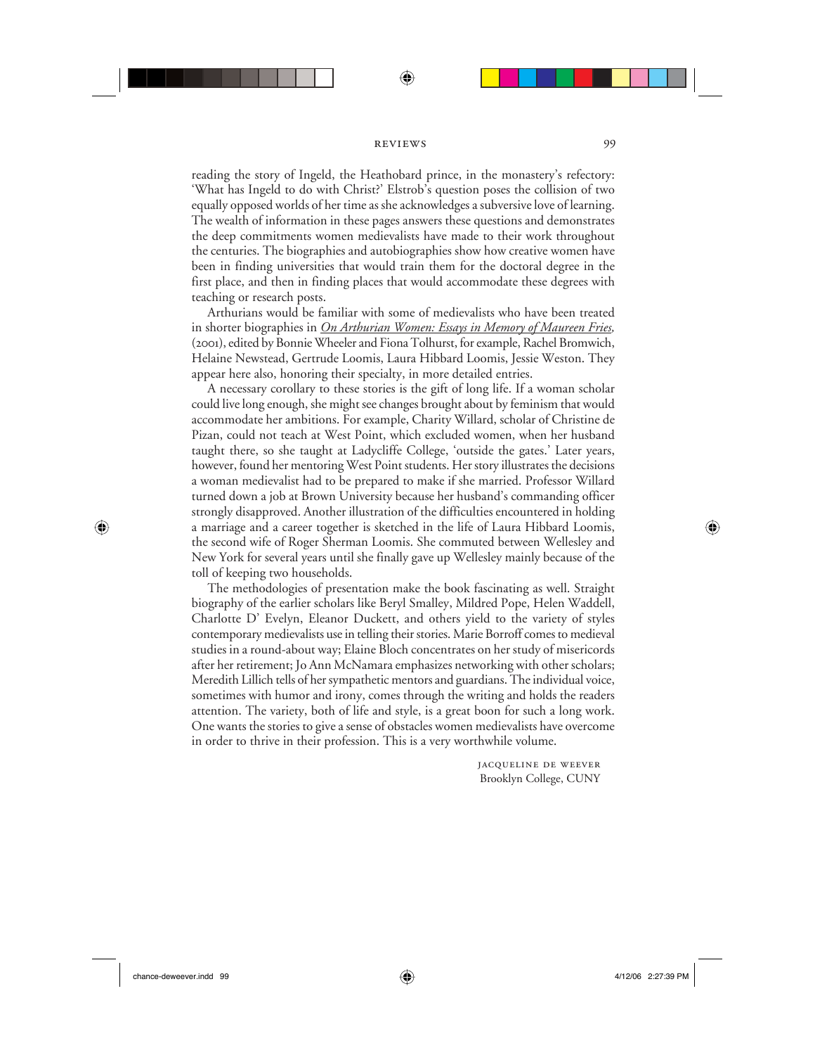reading the story of Ingeld, the Heathobard prince, in the monastery's refectory: 'What has Ingeld to do with Christ?' Elstrob's question poses the collision of two equally opposed worlds of her time as she acknowledges a subversive love of learning. The wealth of information in these pages answers these questions and demonstrates the deep commitments women medievalists have made to their work throughout the centuries. The biographies and autobiographies show how creative women have been in finding universities that would train them for the doctoral degree in the first place, and then in finding places that would accommodate these degrees with teaching or research posts.

Arthurians would be familiar with some of medievalists who have been treated in shorter biographies in *On Arthurian Women: Essays in Memory of Maureen Fries*, (2001), edited by Bonnie Wheeler and Fiona Tolhurst, for example, Rachel Bromwich, Helaine Newstead, Gertrude Loomis, Laura Hibbard Loomis, Jessie Weston. They appear here also, honoring their specialty, in more detailed entries.

A necessary corollary to these stories is the gift of long life. If a woman scholar could live long enough, she might see changes brought about by feminism that would accommodate her ambitions. For example, Charity Willard, scholar of Christine de Pizan, could not teach at West Point, which excluded women, when her husband taught there, so she taught at Ladycliffe College, 'outside the gates.' Later years, however, found her mentoring West Point students. Her story illustrates the decisions a woman medievalist had to be prepared to make if she married. Professor Willard turned down a job at Brown University because her husband's commanding officer strongly disapproved. Another illustration of the difficulties encountered in holding a marriage and a career together is sketched in the life of Laura Hibbard Loomis, the second wife of Roger Sherman Loomis. She commuted between Wellesley and New York for several years until she finally gave up Wellesley mainly because of the toll of keeping two households.

The methodologies of presentation make the book fascinating as well. Straight biography of the earlier scholars like Beryl Smalley, Mildred Pope, Helen Waddell, Charlotte D' Evelyn, Eleanor Duckett, and others yield to the variety of styles contemporary medievalists use in telling their stories. Marie Borroff comes to medieval studies in a round-about way; Elaine Bloch concentrates on her study of misericords after her retirement; Jo Ann McNamara emphasizes networking with other scholars; Meredith Lillich tells of her sympathetic mentors and guardians. The individual voice, sometimes with humor and irony, comes through the writing and holds the readers attention. The variety, both of life and style, is a great boon for such a long work. One wants the stories to give a sense of obstacles women medievalists have overcome in order to thrive in their profession. This is a very worthwhile volume.

<div align="right">

JACQUELINE DE WEEVER
Brooklyn College, CUNY

</div>